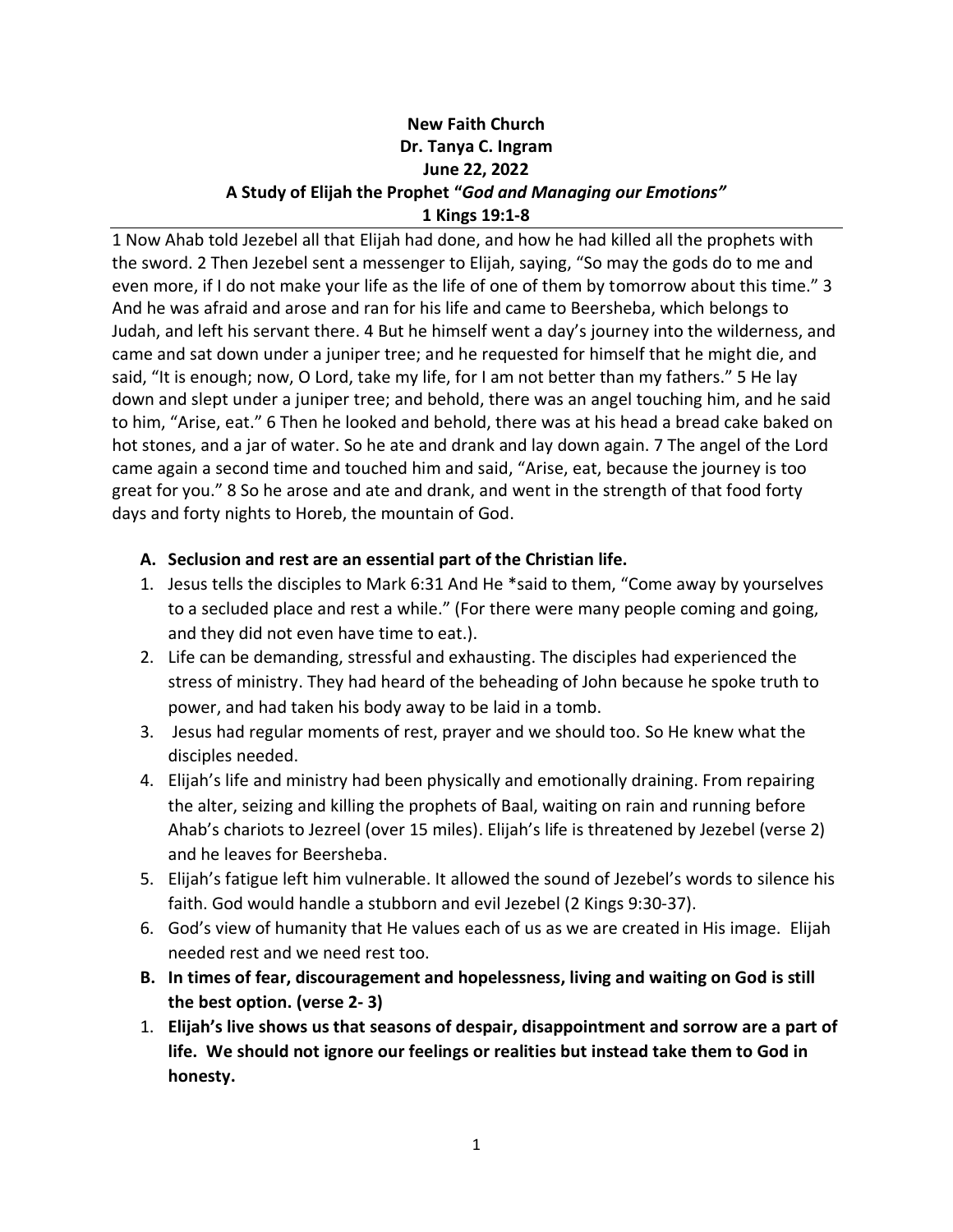**New Faith Church**
**Dr. Tanya C. Ingram**
**June 22, 2022**
**A Study of Elijah the Prophet "*God and Managing our Emotions"***
**1 Kings 19:1-8**

1 Now Ahab told Jezebel all that Elijah had done, and how he had killed all the prophets with the sword. 2 Then Jezebel sent a messenger to Elijah, saying, "So may the gods do to me and even more, if I do not make your life as the life of one of them by tomorrow about this time." 3 And he was afraid and arose and ran for his life and came to Beersheba, which belongs to Judah, and left his servant there. 4 But he himself went a day's journey into the wilderness, and came and sat down under a juniper tree; and he requested for himself that he might die, and said, "It is enough; now, O Lord, take my life, for I am not better than my fathers." 5 He lay down and slept under a juniper tree; and behold, there was an angel touching him, and he said to him, "Arise, eat." 6 Then he looked and behold, there was at his head a bread cake baked on hot stones, and a jar of water. So he ate and drank and lay down again. 7 The angel of the Lord came again a second time and touched him and said, "Arise, eat, because the journey is too great for you." 8 So he arose and ate and drank, and went in the strength of that food forty days and forty nights to Horeb, the mountain of God.

**A. Seclusion and rest are an essential part of the Christian life.**

1. Jesus tells the disciples to Mark 6:31 And He *said to them, "Come away by yourselves to a secluded place and rest a while." (For there were many people coming and going, and they did not even have time to eat.).
2. Life can be demanding, stressful and exhausting. The disciples had experienced the stress of ministry. They had heard of the beheading of John because he spoke truth to power, and had taken his body away to be laid in a tomb.
3. Jesus had regular moments of rest, prayer and we should too. So He knew what the disciples needed.
4. Elijah's life and ministry had been physically and emotionally draining. From repairing the alter, seizing and killing the prophets of Baal, waiting on rain and running before Ahab's chariots to Jezreel (over 15 miles). Elijah's life is threatened by Jezebel (verse 2) and he leaves for Beersheba.
5. Elijah's fatigue left him vulnerable. It allowed the sound of Jezebel's words to silence his faith. God would handle a stubborn and evil Jezebel (2 Kings 9:30-37).
6. God's view of humanity that He values each of us as we are created in His image. Elijah needed rest and we need rest too.

**B. In times of fear, discouragement and hopelessness, living and waiting on God is still the best option. (verse 2- 3)**

1. **Elijah's live shows us that seasons of despair, disappointment and sorrow are a part of life. We should not ignore our feelings or realities but instead take them to God in honesty.**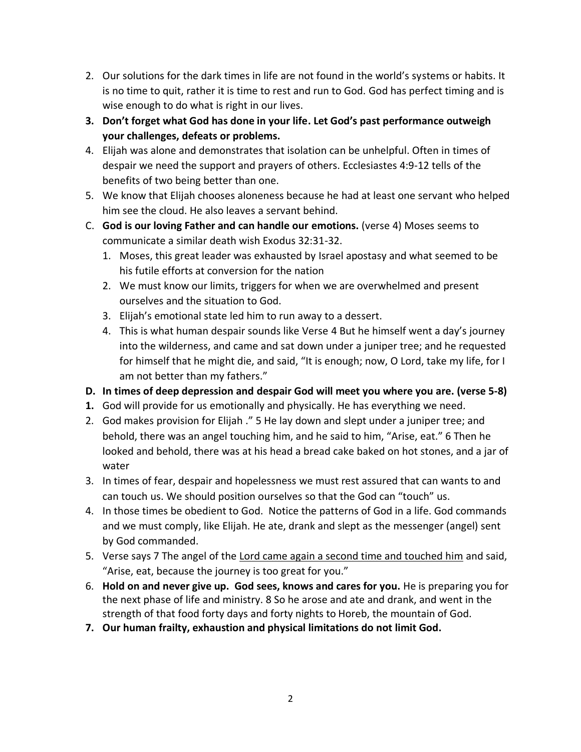2. Our solutions for the dark times in life are not found in the world's systems or habits. It is no time to quit, rather it is time to rest and run to God. God has perfect timing and is wise enough to do what is right in our lives.
3. **Don't forget what God has done in your life. Let God's past performance outweigh your challenges, defeats or problems.**
4. Elijah was alone and demonstrates that isolation can be unhelpful. Often in times of despair we need the support and prayers of others. Ecclesiastes 4:9-12 tells of the benefits of two being better than one.
5. We know that Elijah chooses aloneness because he had at least one servant who helped him see the cloud. He also leaves a servant behind.

C. **God is our loving Father and can handle our emotions.** (verse 4) Moses seems to communicate a similar death wish Exodus 32:31-32.

   1. Moses, this great leader was exhausted by Israel apostasy and what seemed to be his futile efforts at conversion for the nation
   2. We must know our limits, triggers for when we are overwhelmed and present ourselves and the situation to God.
   3. Elijah's emotional state led him to run away to a dessert.
   4. This is what human despair sounds like Verse 4 But he himself went a day's journey into the wilderness, and came and sat down under a juniper tree; and he requested for himself that he might die, and said, "It is enough; now, O Lord, take my life, for I am not better than my fathers."

**D. In times of deep depression and despair God will meet you where you are. (verse 5-8)**

**1.** God will provide for us emotionally and physically. He has everything we need.

2. God makes provision for Elijah ." 5 He lay down and slept under a juniper tree; and behold, there was an angel touching him, and he said to him, "Arise, eat." 6 Then he looked and behold, there was at his head a bread cake baked on hot stones, and a jar of water
3. In times of fear, despair and hopelessness we must rest assured that can wants to and can touch us. We should position ourselves so that the God can "touch" us.
4. In those times be obedient to God. Notice the patterns of God in a life. God commands and we must comply, like Elijah. He ate, drank and slept as the messenger (angel) sent by God commanded.
5. Verse says 7 The angel of the <u>Lord came again a second time and touched him</u> and said, "Arise, eat, because the journey is too great for you."
6. **Hold on and never give up. God sees, knows and cares for you.** He is preparing you for the next phase of life and ministry. 8 So he arose and ate and drank, and went in the strength of that food forty days and forty nights to Horeb, the mountain of God.
7. **Our human frailty, exhaustion and physical limitations do not limit God.**